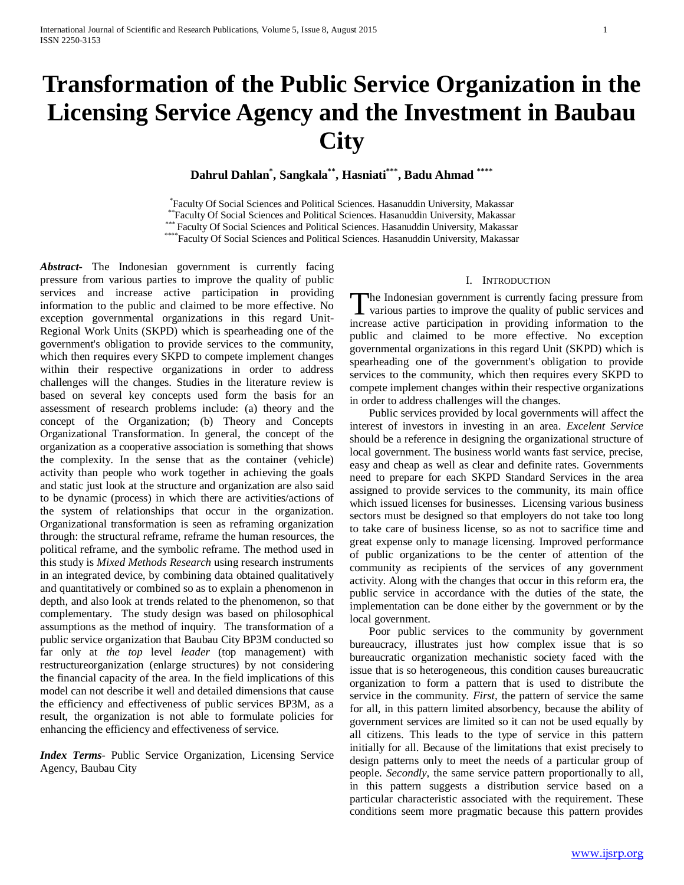# Transformation of the Public Service Organization in the Licensing Service Agency and the Investment in Baubau City

**Dahrul Dahlan[*], Sangkala[**], Hasniati[***], Badu Ahmad [****]**

[*]Faculty Of Social Sciences and Political Sciences. Hasanuddin University, Makassar
[**]Faculty Of Social Sciences and Political Sciences. Hasanuddin University, Makassar
[***]Faculty Of Social Sciences and Political Sciences. Hasanuddin University, Makassar
[****]Faculty Of Social Sciences and Political Sciences. Hasanuddin University, Makassar

***Abstract***- The Indonesian government is currently facing pressure from various parties to improve the quality of public services and increase active participation in providing information to the public and claimed to be more effective. No exception governmental organizations in this regard Unit-Regional Work Units (SKPD) which is spearheading one of the government's obligation to provide services to the community, which then requires every SKPD to compete implement changes within their respective organizations in order to address challenges will the changes. Studies in the literature review is based on several key concepts used form the basis for an assessment of research problems include: (a) theory and the concept of the Organization; (b) Theory and Concepts Organizational Transformation. In general, the concept of the organization as a cooperative association is something that shows the complexity. In the sense that as the container (vehicle) activity than people who work together in achieving the goals and static just look at the structure and organization are also said to be dynamic (process) in which there are activities/actions of the system of relationships that occur in the organization. Organizational transformation is seen as reframing organization through: the structural reframe, reframe the human resources, the political reframe, and the symbolic reframe. The method used in this study is *Mixed Methods Research* using research instruments in an integrated device, by combining data obtained qualitatively and quantitatively or combined so as to explain a phenomenon in depth, and also look at trends related to the phenomenon, so that complementary. The study design was based on philosophical assumptions as the method of inquiry. The transformation of a public service organization that Baubau City BP3M conducted so far only at *the top* level *leader* (top management) with restructureorganization (enlarge structures) by not considering the financial capacity of the area. In the field implications of this model can not describe it well and detailed dimensions that cause the efficiency and effectiveness of public services BP3M, as a result, the organization is not able to formulate policies for enhancing the efficiency and effectiveness of service.

***Index Terms***- Public Service Organization, Licensing Service Agency, Baubau City

## I. Introduction

The Indonesian government is currently facing pressure from various parties to improve the quality of public services and increase active participation in providing information to the public and claimed to be more effective. No exception governmental organizations in this regard Unit (SKPD) which is spearheading one of the government's obligation to provide services to the community, which then requires every SKPD to compete implement changes within their respective organizations in order to address challenges will the changes.

Public services provided by local governments will affect the interest of investors in investing in an area. *Excelent Service* should be a reference in designing the organizational structure of local government. The business world wants fast service, precise, easy and cheap as well as clear and definite rates. Governments need to prepare for each SKPD Standard Services in the area assigned to provide services to the community, its main office which issued licenses for businesses. Licensing various business sectors must be designed so that employers do not take too long to take care of business license, so as not to sacrifice time and great expense only to manage licensing. Improved performance of public organizations to be the center of attention of the community as recipients of the services of any government activity. Along with the changes that occur in this reform era, the public service in accordance with the duties of the state, the implementation can be done either by the government or by the local government.

Poor public services to the community by government bureaucracy, illustrates just how complex issue that is so bureaucratic organization mechanistic society faced with the issue that is so heterogeneous, this condition causes bureaucratic organization to form a pattern that is used to distribute the service in the community. *First,* the pattern of service the same for all, in this pattern limited absorbency, because the ability of government services are limited so it can not be used equally by all citizens. This leads to the type of service in this pattern initially for all. Because of the limitations that exist precisely to design patterns only to meet the needs of a particular group of people. *Secondly,* the same service pattern proportionally to all, in this pattern suggests a distribution service based on a particular characteristic associated with the requirement. These conditions seem more pragmatic because this pattern provides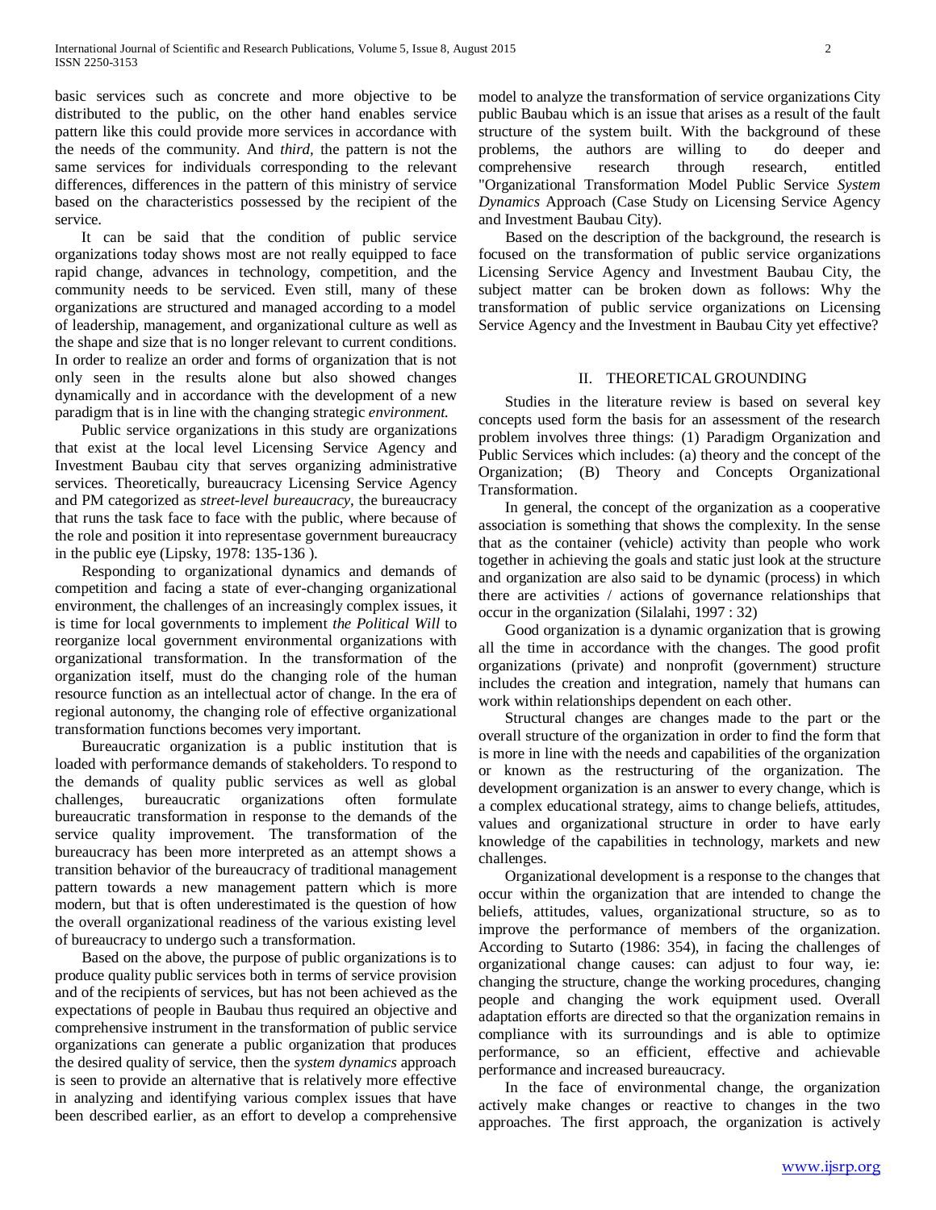basic services such as concrete and more objective to be distributed to the public, on the other hand enables service pattern like this could provide more services in accordance with the needs of the community. And *third,* the pattern is not the same services for individuals corresponding to the relevant differences, differences in the pattern of this ministry of service based on the characteristics possessed by the recipient of the service.

It can be said that the condition of public service organizations today shows most are not really equipped to face rapid change, advances in technology, competition, and the community needs to be serviced. Even still, many of these organizations are structured and managed according to a model of leadership, management, and organizational culture as well as the shape and size that is no longer relevant to current conditions. In order to realize an order and forms of organization that is not only seen in the results alone but also showed changes dynamically and in accordance with the development of a new paradigm that is in line with the changing strategic *environment.*

Public service organizations in this study are organizations that exist at the local level Licensing Service Agency and Investment Baubau city that serves organizing administrative services. Theoretically, bureaucracy Licensing Service Agency and PM categorized as *street-level bureaucracy,* the bureaucracy that runs the task face to face with the public, where because of the role and position it into representase government bureaucracy in the public eye (Lipsky, 1978: 135-136 ).

Responding to organizational dynamics and demands of competition and facing a state of ever-changing organizational environment, the challenges of an increasingly complex issues, it is time for local governments to implement *the Political Will* to reorganize local government environmental organizations with organizational transformation. In the transformation of the organization itself, must do the changing role of the human resource function as an intellectual actor of change. In the era of regional autonomy, the changing role of effective organizational transformation functions becomes very important.

Bureaucratic organization is a public institution that is loaded with performance demands of stakeholders. To respond to the demands of quality public services as well as global challenges, bureaucratic organizations often formulate bureaucratic transformation in response to the demands of the service quality improvement. The transformation of the bureaucracy has been more interpreted as an attempt shows a transition behavior of the bureaucracy of traditional management pattern towards a new management pattern which is more modern, but that is often underestimated is the question of how the overall organizational readiness of the various existing level of bureaucracy to undergo such a transformation.

Based on the above, the purpose of public organizations is to produce quality public services both in terms of service provision and of the recipients of services, but has not been achieved as the expectations of people in Baubau thus required an objective and comprehensive instrument in the transformation of public service organizations can generate a public organization that produces the desired quality of service, then the *system dynamics* approach is seen to provide an alternative that is relatively more effective in analyzing and identifying various complex issues that have been described earlier, as an effort to develop a comprehensive model to analyze the transformation of service organizations City public Baubau which is an issue that arises as a result of the fault structure of the system built. With the background of these problems, the authors are willing to do deeper and comprehensive research through research, entitled "Organizational Transformation Model Public Service *System Dynamics* Approach (Case Study on Licensing Service Agency and Investment Baubau City).

Based on the description of the background, the research is focused on the transformation of public service organizations Licensing Service Agency and Investment Baubau City, the subject matter can be broken down as follows: Why the transformation of public service organizations on Licensing Service Agency and the Investment in Baubau City yet effective?

## II. THEORETICAL GROUNDING

Studies in the literature review is based on several key concepts used form the basis for an assessment of the research problem involves three things: (1) Paradigm Organization and Public Services which includes: (a) theory and the concept of the Organization; (B) Theory and Concepts Organizational Transformation.

In general, the concept of the organization as a cooperative association is something that shows the complexity. In the sense that as the container (vehicle) activity than people who work together in achieving the goals and static just look at the structure and organization are also said to be dynamic (process) in which there are activities / actions of governance relationships that occur in the organization (Silalahi, 1997 : 32)

Good organization is a dynamic organization that is growing all the time in accordance with the changes. The good profit organizations (private) and nonprofit (government) structure includes the creation and integration, namely that humans can work within relationships dependent on each other.

Structural changes are changes made to the part or the overall structure of the organization in order to find the form that is more in line with the needs and capabilities of the organization or known as the restructuring of the organization. The development organization is an answer to every change, which is a complex educational strategy, aims to change beliefs, attitudes, values and organizational structure in order to have early knowledge of the capabilities in technology, markets and new challenges.

Organizational development is a response to the changes that occur within the organization that are intended to change the beliefs, attitudes, values, organizational structure, so as to improve the performance of members of the organization. According to Sutarto (1986: 354), in facing the challenges of organizational change causes: can adjust to four way, ie: changing the structure, change the working procedures, changing people and changing the work equipment used. Overall adaptation efforts are directed so that the organization remains in compliance with its surroundings and is able to optimize performance, so an efficient, effective and achievable performance and increased bureaucracy.

In the face of environmental change, the organization actively make changes or reactive to changes in the two approaches. The first approach, the organization is actively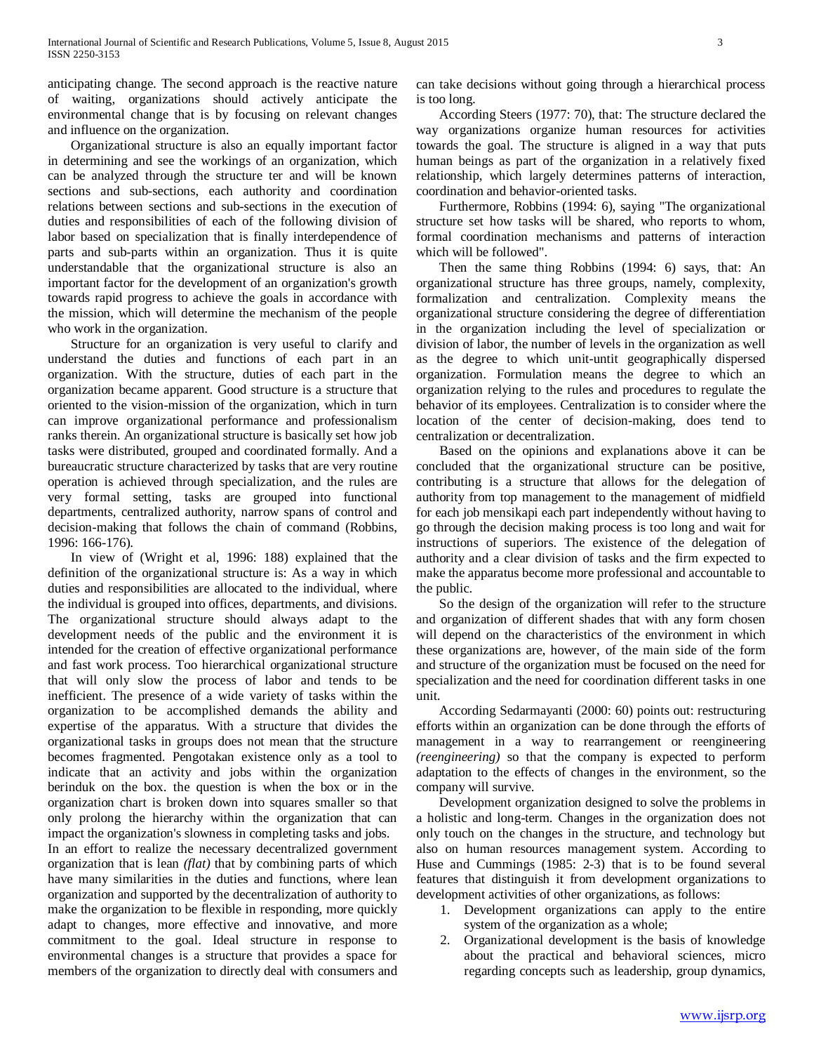anticipating change. The second approach is the reactive nature of waiting, organizations should actively anticipate the environmental change that is by focusing on relevant changes and influence on the organization.

Organizational structure is also an equally important factor in determining and see the workings of an organization, which can be analyzed through the structure ter and will be known sections and sub-sections, each authority and coordination relations between sections and sub-sections in the execution of duties and responsibilities of each of the following division of labor based on specialization that is finally interdependence of parts and sub-parts within an organization. Thus it is quite understandable that the organizational structure is also an important factor for the development of an organization's growth towards rapid progress to achieve the goals in accordance with the mission, which will determine the mechanism of the people who work in the organization.

Structure for an organization is very useful to clarify and understand the duties and functions of each part in an organization. With the structure, duties of each part in the organization became apparent. Good structure is a structure that oriented to the vision-mission of the organization, which in turn can improve organizational performance and professionalism ranks therein. An organizational structure is basically set how job tasks were distributed, grouped and coordinated formally. And a bureaucratic structure characterized by tasks that are very routine operation is achieved through specialization, and the rules are very formal setting, tasks are grouped into functional departments, centralized authority, narrow spans of control and decision-making that follows the chain of command (Robbins, 1996: 166-176).

In view of (Wright et al, 1996: 188) explained that the definition of the organizational structure is: As a way in which duties and responsibilities are allocated to the individual, where the individual is grouped into offices, departments, and divisions. The organizational structure should always adapt to the development needs of the public and the environment it is intended for the creation of effective organizational performance and fast work process. Too hierarchical organizational structure that will only slow the process of labor and tends to be inefficient. The presence of a wide variety of tasks within the organization to be accomplished demands the ability and expertise of the apparatus. With a structure that divides the organizational tasks in groups does not mean that the structure becomes fragmented. Pengotakan existence only as a tool to indicate that an activity and jobs within the organization berinduk on the box. the question is when the box or in the organization chart is broken down into squares smaller so that only prolong the hierarchy within the organization that can impact the organization's slowness in completing tasks and jobs.

In an effort to realize the necessary decentralized government organization that is lean *(flat)* that by combining parts of which have many similarities in the duties and functions, where lean organization and supported by the decentralization of authority to make the organization to be flexible in responding, more quickly adapt to changes, more effective and innovative, and more commitment to the goal. Ideal structure in response to environmental changes is a structure that provides a space for members of the organization to directly deal with consumers and can take decisions without going through a hierarchical process is too long.

According Steers (1977: 70), that: The structure declared the way organizations organize human resources for activities towards the goal. The structure is aligned in a way that puts human beings as part of the organization in a relatively fixed relationship, which largely determines patterns of interaction, coordination and behavior-oriented tasks.

Furthermore, Robbins (1994: 6), saying "The organizational structure set how tasks will be shared, who reports to whom, formal coordination mechanisms and patterns of interaction which will be followed".

Then the same thing Robbins (1994: 6) says, that: An organizational structure has three groups, namely, complexity, formalization and centralization. Complexity means the organizational structure considering the degree of differentiation in the organization including the level of specialization or division of labor, the number of levels in the organization as well as the degree to which unit-untit geographically dispersed organization. Formulation means the degree to which an organization relying to the rules and procedures to regulate the behavior of its employees. Centralization is to consider where the location of the center of decision-making, does tend to centralization or decentralization.

Based on the opinions and explanations above it can be concluded that the organizational structure can be positive, contributing is a structure that allows for the delegation of authority from top management to the management of midfield for each job mensikapi each part independently without having to go through the decision making process is too long and wait for instructions of superiors. The existence of the delegation of authority and a clear division of tasks and the firm expected to make the apparatus become more professional and accountable to the public.

So the design of the organization will refer to the structure and organization of different shades that with any form chosen will depend on the characteristics of the environment in which these organizations are, however, of the main side of the form and structure of the organization must be focused on the need for specialization and the need for coordination different tasks in one unit.

According Sedarmayanti (2000: 60) points out: restructuring efforts within an organization can be done through the efforts of management in a way to rearrangement or reengineering *(reengineering)* so that the company is expected to perform adaptation to the effects of changes in the environment, so the company will survive.

Development organization designed to solve the problems in a holistic and long-term. Changes in the organization does not only touch on the changes in the structure, and technology but also on human resources management system. According to Huse and Cummings (1985: 2-3) that is to be found several features that distinguish it from development organizations to development activities of other organizations, as follows:

1. Development organizations can apply to the entire system of the organization as a whole;
2. Organizational development is the basis of knowledge about the practical and behavioral sciences, micro regarding concepts such as leadership, group dynamics,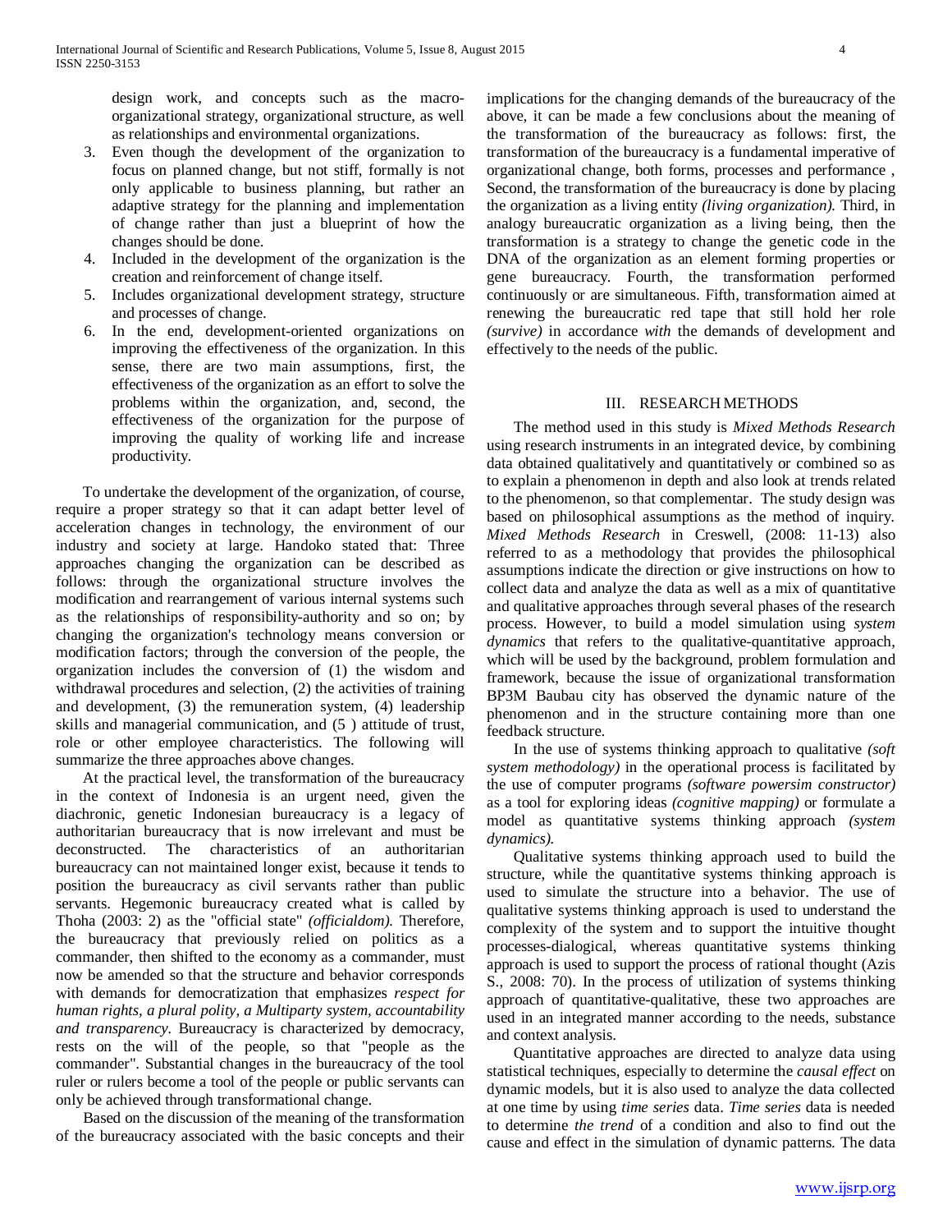design work, and concepts such as the macro-organizational strategy, organizational structure, as well as relationships and environmental organizations.

3. Even though the development of the organization to focus on planned change, but not stiff, formally is not only applicable to business planning, but rather an adaptive strategy for the planning and implementation of change rather than just a blueprint of how the changes should be done.
4. Included in the development of the organization is the creation and reinforcement of change itself.
5. Includes organizational development strategy, structure and processes of change.
6. In the end, development-oriented organizations on improving the effectiveness of the organization. In this sense, there are two main assumptions, first, the effectiveness of the organization as an effort to solve the problems within the organization, and, second, the effectiveness of the organization for the purpose of improving the quality of working life and increase productivity.

To undertake the development of the organization, of course, require a proper strategy so that it can adapt better level of acceleration changes in technology, the environment of our industry and society at large. Handoko stated that: Three approaches changing the organization can be described as follows: through the organizational structure involves the modification and rearrangement of various internal systems such as the relationships of responsibility-authority and so on; by changing the organization's technology means conversion or modification factors; through the conversion of the people, the organization includes the conversion of (1) the wisdom and withdrawal procedures and selection, (2) the activities of training and development, (3) the remuneration system, (4) leadership skills and managerial communication, and (5 ) attitude of trust, role or other employee characteristics. The following will summarize the three approaches above changes.

At the practical level, the transformation of the bureaucracy in the context of Indonesia is an urgent need, given the diachronic, genetic Indonesian bureaucracy is a legacy of authoritarian bureaucracy that is now irrelevant and must be deconstructed. The characteristics of an authoritarian bureaucracy can not maintained longer exist, because it tends to position the bureaucracy as civil servants rather than public servants. Hegemonic bureaucracy created what is called by Thoha (2003: 2) as the "official state" *(officialdom).* Therefore, the bureaucracy that previously relied on politics as a commander, then shifted to the economy as a commander, must now be amended so that the structure and behavior corresponds with demands for democratization that emphasizes *respect for human rights, a plural polity, a Multiparty system, accountability and transparency*. Bureaucracy is characterized by democracy, rests on the will of the people, so that "people as the commander". Substantial changes in the bureaucracy of the tool ruler or rulers become a tool of the people or public servants can only be achieved through transformational change.

Based on the discussion of the meaning of the transformation of the bureaucracy associated with the basic concepts and their implications for the changing demands of the bureaucracy of the above, it can be made a few conclusions about the meaning of the transformation of the bureaucracy as follows: first, the transformation of the bureaucracy is a fundamental imperative of organizational change, both forms, processes and performance , Second, the transformation of the bureaucracy is done by placing the organization as a living entity *(living organization).* Third, in analogy bureaucratic organization as a living being, then the transformation is a strategy to change the genetic code in the DNA of the organization as an element forming properties or gene bureaucracy. Fourth, the transformation performed continuously or are simultaneous. Fifth, transformation aimed at renewing the bureaucratic red tape that still hold her role *(survive)* in accordance *with* the demands of development and effectively to the needs of the public.

## III. RESEARCH METHODS

The method used in this study is *Mixed Methods Research* using research instruments in an integrated device, by combining data obtained qualitatively and quantitatively or combined so as to explain a phenomenon in depth and also look at trends related to the phenomenon, so that complementar. The study design was based on philosophical assumptions as the method of inquiry. *Mixed Methods Research* in Creswell, (2008: 11-13) also referred to as a methodology that provides the philosophical assumptions indicate the direction or give instructions on how to collect data and analyze the data as well as a mix of quantitative and qualitative approaches through several phases of the research process. However, to build a model simulation using *system dynamics* that refers to the qualitative-quantitative approach, which will be used by the background, problem formulation and framework, because the issue of organizational transformation BP3M Baubau city has observed the dynamic nature of the phenomenon and in the structure containing more than one feedback structure.

In the use of systems thinking approach to qualitative *(soft system methodology)* in the operational process is facilitated by the use of computer programs *(software powersim constructor)* as a tool for exploring ideas *(cognitive mapping)* or formulate a model as quantitative systems thinking approach *(system dynamics).*

Qualitative systems thinking approach used to build the structure, while the quantitative systems thinking approach is used to simulate the structure into a behavior. The use of qualitative systems thinking approach is used to understand the complexity of the system and to support the intuitive thought processes-dialogical, whereas quantitative systems thinking approach is used to support the process of rational thought (Azis S., 2008: 70). In the process of utilization of systems thinking approach of quantitative-qualitative, these two approaches are used in an integrated manner according to the needs, substance and context analysis.

Quantitative approaches are directed to analyze data using statistical techniques, especially to determine the *causal effect* on dynamic models, but it is also used to analyze the data collected at one time by using *time series* data. *Time series* data is needed to determine *the trend* of a condition and also to find out the cause and effect in the simulation of dynamic patterns. The data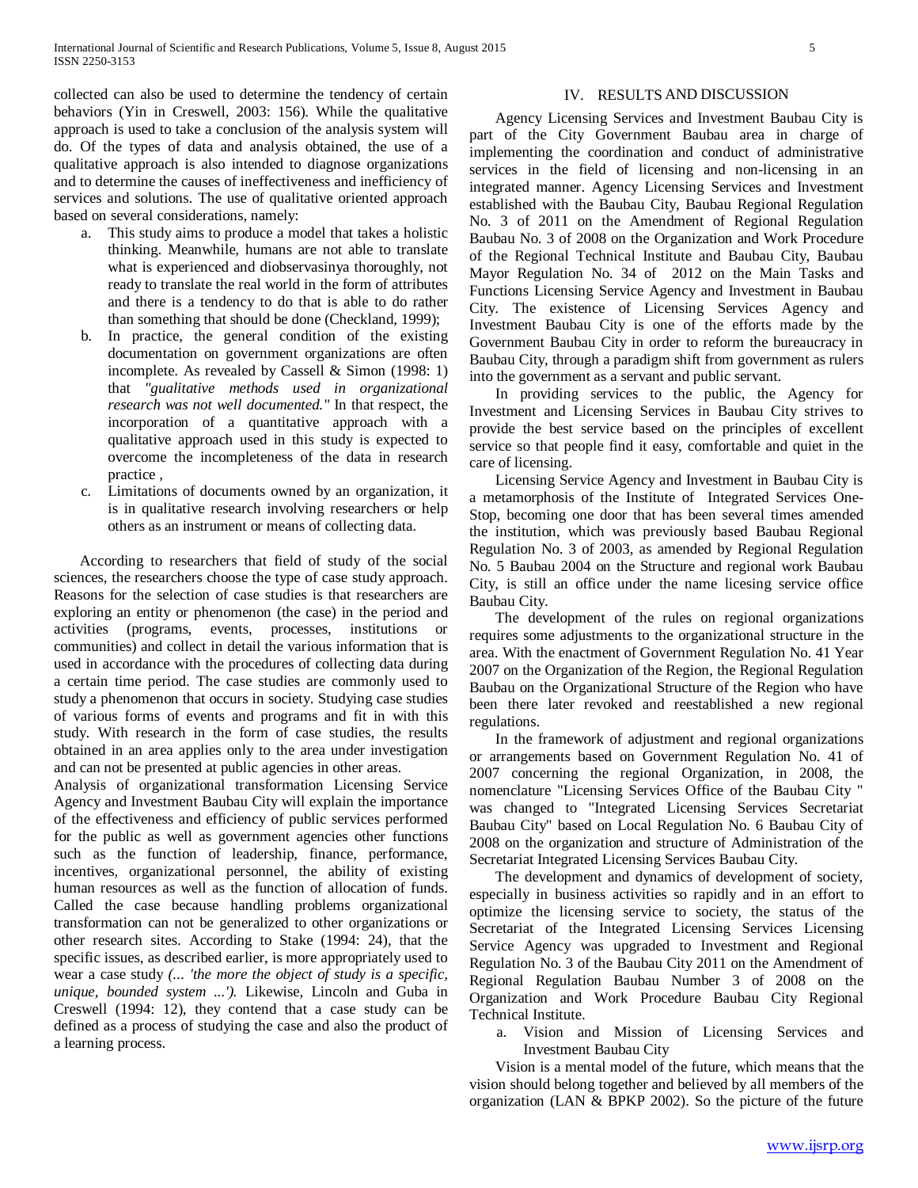collected can also be used to determine the tendency of certain behaviors (Yin in Creswell, 2003: 156). While the qualitative approach is used to take a conclusion of the analysis system will do. Of the types of data and analysis obtained, the use of a qualitative approach is also intended to diagnose organizations and to determine the causes of ineffectiveness and inefficiency of services and solutions. The use of qualitative oriented approach based on several considerations, namely:

a. This study aims to produce a model that takes a holistic thinking. Meanwhile, humans are not able to translate what is experienced and diobservasinya thoroughly, not ready to translate the real world in the form of attributes and there is a tendency to do that is able to do rather than something that should be done (Checkland, 1999);
b. In practice, the general condition of the existing documentation on government organizations are often incomplete. As revealed by Cassell & Simon (1998: 1) that *"gualitative methods used in organizational research was not well documented."* In that respect, the incorporation of a quantitative approach with a qualitative approach used in this study is expected to overcome the incompleteness of the data in research practice ,
c. Limitations of documents owned by an organization, it is in qualitative research involving researchers or help others as an instrument or means of collecting data.

According to researchers that field of study of the social sciences, the researchers choose the type of case study approach. Reasons for the selection of case studies is that researchers are exploring an entity or phenomenon (the case) in the period and activities (programs, events, processes, institutions or communities) and collect in detail the various information that is used in accordance with the procedures of collecting data during a certain time period. The case studies are commonly used to study a phenomenon that occurs in society. Studying case studies of various forms of events and programs and fit in with this study. With research in the form of case studies, the results obtained in an area applies only to the area under investigation and can not be presented at public agencies in other areas.

Analysis of organizational transformation Licensing Service Agency and Investment Baubau City will explain the importance of the effectiveness and efficiency of public services performed for the public as well as government agencies other functions such as the function of leadership, finance, performance, incentives, organizational personnel, the ability of existing human resources as well as the function of allocation of funds. Called the case because handling problems organizational transformation can not be generalized to other organizations or other research sites. According to Stake (1994: 24), that the specific issues, as described earlier, is more appropriately used to wear a case study *(... 'the more the object of study is a specific, unique, bounded system ...').* Likewise, Lincoln and Guba in Creswell (1994: 12), they contend that a case study can be defined as a process of studying the case and also the product of a learning process.

## IV. RESULTS AND DISCUSSION

Agency Licensing Services and Investment Baubau City is part of the City Government Baubau area in charge of implementing the coordination and conduct of administrative services in the field of licensing and non-licensing in an integrated manner. Agency Licensing Services and Investment established with the Baubau City, Baubau Regional Regulation No. 3 of 2011 on the Amendment of Regional Regulation Baubau No. 3 of 2008 on the Organization and Work Procedure of the Regional Technical Institute and Baubau City, Baubau Mayor Regulation No. 34 of 2012 on the Main Tasks and Functions Licensing Service Agency and Investment in Baubau City. The existence of Licensing Services Agency and Investment Baubau City is one of the efforts made by the Government Baubau City in order to reform the bureaucracy in Baubau City, through a paradigm shift from government as rulers into the government as a servant and public servant.

In providing services to the public, the Agency for Investment and Licensing Services in Baubau City strives to provide the best service based on the principles of excellent service so that people find it easy, comfortable and quiet in the care of licensing.

Licensing Service Agency and Investment in Baubau City is a metamorphosis of the Institute of Integrated Services One-Stop, becoming one door that has been several times amended the institution, which was previously based Baubau Regional Regulation No. 3 of 2003, as amended by Regional Regulation No. 5 Baubau 2004 on the Structure and regional work Baubau City, is still an office under the name licesing service office Baubau City.

The development of the rules on regional organizations requires some adjustments to the organizational structure in the area. With the enactment of Government Regulation No. 41 Year 2007 on the Organization of the Region, the Regional Regulation Baubau on the Organizational Structure of the Region who have been there later revoked and reestablished a new regional regulations.

In the framework of adjustment and regional organizations or arrangements based on Government Regulation No. 41 of 2007 concerning the regional Organization, in 2008, the nomenclature "Licensing Services Office of the Baubau City " was changed to "Integrated Licensing Services Secretariat Baubau City" based on Local Regulation No. 6 Baubau City of 2008 on the organization and structure of Administration of the Secretariat Integrated Licensing Services Baubau City.

The development and dynamics of development of society, especially in business activities so rapidly and in an effort to optimize the licensing service to society, the status of the Secretariat of the Integrated Licensing Services Licensing Service Agency was upgraded to Investment and Regional Regulation No. 3 of the Baubau City 2011 on the Amendment of Regional Regulation Baubau Number 3 of 2008 on the Organization and Work Procedure Baubau City Regional Technical Institute.

a. Vision and Mission of Licensing Services and Investment Baubau City

Vision is a mental model of the future, which means that the vision should belong together and believed by all members of the organization (LAN & BPKP 2002). So the picture of the future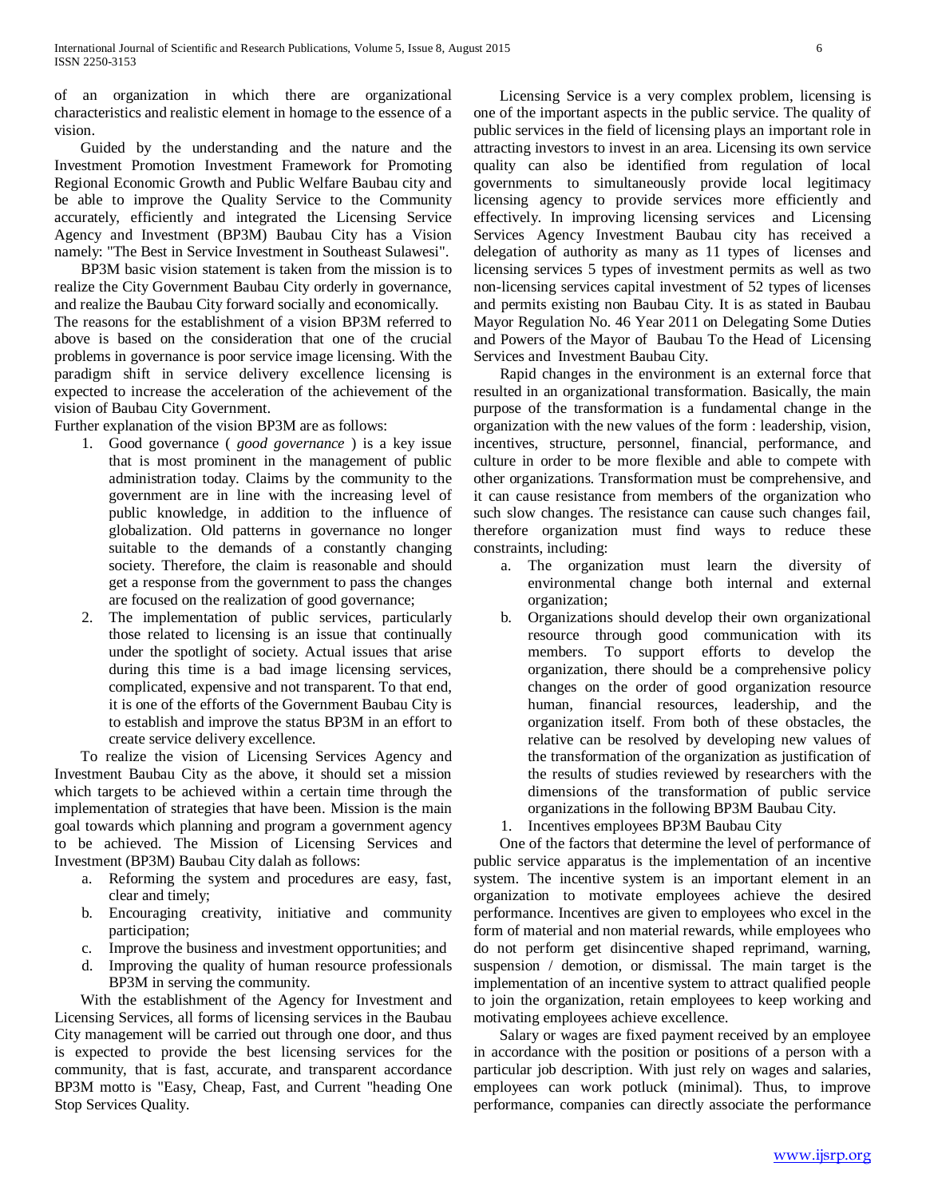of an organization in which there are organizational characteristics and realistic element in homage to the essence of a vision.

Guided by the understanding and the nature and the Investment Promotion Investment Framework for Promoting Regional Economic Growth and Public Welfare Baubau city and be able to improve the Quality Service to the Community accurately, efficiently and integrated the Licensing Service Agency and Investment (BP3M) Baubau City has a Vision namely: "The Best in Service Investment in Southeast Sulawesi".

BP3M basic vision statement is taken from the mission is to realize the City Government Baubau City orderly in governance, and realize the Baubau City forward socially and economically.

The reasons for the establishment of a vision BP3M referred to above is based on the consideration that one of the crucial problems in governance is poor service image licensing. With the paradigm shift in service delivery excellence licensing is expected to increase the acceleration of the achievement of the vision of Baubau City Government.

Further explanation of the vision BP3M are as follows:

1. Good governance ( *good governance* ) is a key issue that is most prominent in the management of public administration today. Claims by the community to the government are in line with the increasing level of public knowledge, in addition to the influence of globalization. Old patterns in governance no longer suitable to the demands of a constantly changing society. Therefore, the claim is reasonable and should get a response from the government to pass the changes are focused on the realization of good governance;
2. The implementation of public services, particularly those related to licensing is an issue that continually under the spotlight of society. Actual issues that arise during this time is a bad image licensing services, complicated, expensive and not transparent. To that end, it is one of the efforts of the Government Baubau City is to establish and improve the status BP3M in an effort to create service delivery excellence.

To realize the vision of Licensing Services Agency and Investment Baubau City as the above, it should set a mission which targets to be achieved within a certain time through the implementation of strategies that have been. Mission is the main goal towards which planning and program a government agency to be achieved. The Mission of Licensing Services and Investment (BP3M) Baubau City dalah as follows:

a. Reforming the system and procedures are easy, fast, clear and timely;
b. Encouraging creativity, initiative and community participation;
c. Improve the business and investment opportunities; and
d. Improving the quality of human resource professionals BP3M in serving the community.

With the establishment of the Agency for Investment and Licensing Services, all forms of licensing services in the Baubau City management will be carried out through one door, and thus is expected to provide the best licensing services for the community, that is fast, accurate, and transparent accordance BP3M motto is "Easy, Cheap, Fast, and Current "heading One Stop Services Quality.

Licensing Service is a very complex problem, licensing is one of the important aspects in the public service. The quality of public services in the field of licensing plays an important role in attracting investors to invest in an area. Licensing its own service quality can also be identified from regulation of local governments to simultaneously provide local legitimacy licensing agency to provide services more efficiently and effectively. In improving licensing services and Licensing Services Agency Investment Baubau city has received a delegation of authority as many as 11 types of licenses and licensing services 5 types of investment permits as well as two non-licensing services capital investment of 52 types of licenses and permits existing non Baubau City. It is as stated in Baubau Mayor Regulation No. 46 Year 2011 on Delegating Some Duties and Powers of the Mayor of Baubau To the Head of Licensing Services and Investment Baubau City.

Rapid changes in the environment is an external force that resulted in an organizational transformation. Basically, the main purpose of the transformation is a fundamental change in the organization with the new values of the form : leadership, vision, incentives, structure, personnel, financial, performance, and culture in order to be more flexible and able to compete with other organizations. Transformation must be comprehensive, and it can cause resistance from members of the organization who such slow changes. The resistance can cause such changes fail, therefore organization must find ways to reduce these constraints, including:

a. The organization must learn the diversity of environmental change both internal and external organization;
b. Organizations should develop their own organizational resource through good communication with its members. To support efforts to develop the organization, there should be a comprehensive policy changes on the order of good organization resource human, financial resources, leadership, and the organization itself. From both of these obstacles, the relative can be resolved by developing new values of the transformation of the organization as justification of the results of studies reviewed by researchers with the dimensions of the transformation of public service organizations in the following BP3M Baubau City.

1. Incentives employees BP3M Baubau City

One of the factors that determine the level of performance of public service apparatus is the implementation of an incentive system. The incentive system is an important element in an organization to motivate employees achieve the desired performance. Incentives are given to employees who excel in the form of material and non material rewards, while employees who do not perform get disincentive shaped reprimand, warning, suspension / demotion, or dismissal. The main target is the implementation of an incentive system to attract qualified people to join the organization, retain employees to keep working and motivating employees achieve excellence.

Salary or wages are fixed payment received by an employee in accordance with the position or positions of a person with a particular job description. With just rely on wages and salaries, employees can work potluck (minimal). Thus, to improve performance, companies can directly associate the performance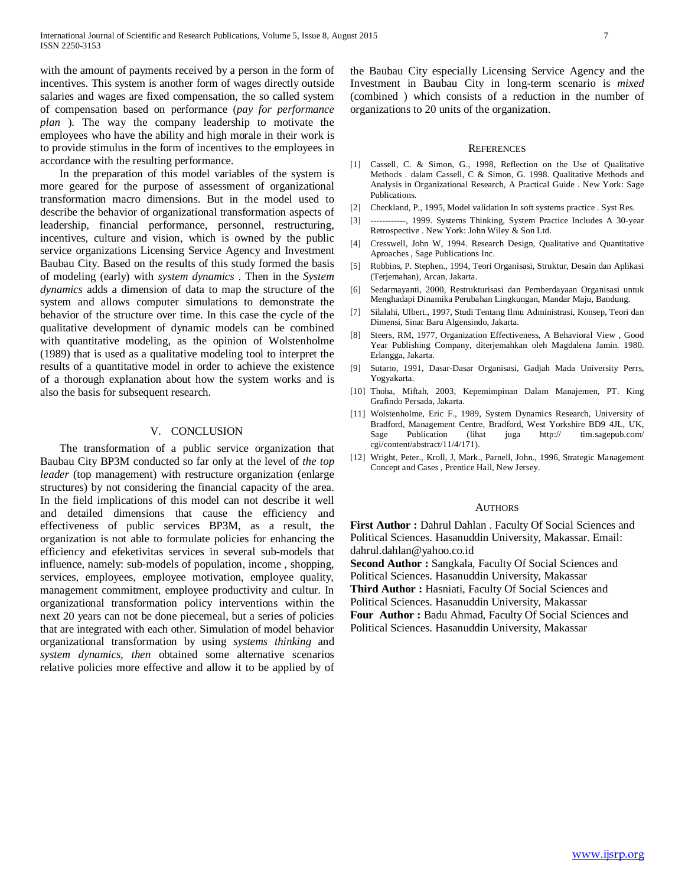with the amount of payments received by a person in the form of incentives. This system is another form of wages directly outside salaries and wages are fixed compensation, the so called system of compensation based on performance (*pay for performance plan* ). The way the company leadership to motivate the employees who have the ability and high morale in their work is to provide stimulus in the form of incentives to the employees in accordance with the resulting performance.

In the preparation of this model variables of the system is more geared for the purpose of assessment of organizational transformation macro dimensions. But in the model used to describe the behavior of organizational transformation aspects of leadership, financial performance, personnel, restructuring, incentives, culture and vision, which is owned by the public service organizations Licensing Service Agency and Investment Baubau City. Based on the results of this study formed the basis of modeling (early) with *system dynamics* . Then in the *System dynamics* adds a dimension of data to map the structure of the system and allows computer simulations to demonstrate the behavior of the structure over time. In this case the cycle of the qualitative development of dynamic models can be combined with quantitative modeling, as the opinion of Wolstenholme (1989) that is used as a qualitative modeling tool to interpret the results of a quantitative model in order to achieve the existence of a thorough explanation about how the system works and is also the basis for subsequent research.

## V. CONCLUSION

The transformation of a public service organization that Baubau City BP3M conducted so far only at the level of *the top leader* (top management) with restructure organization (enlarge structures) by not considering the financial capacity of the area. In the field implications of this model can not describe it well and detailed dimensions that cause the efficiency and effectiveness of public services BP3M, as a result, the organization is not able to formulate policies for enhancing the efficiency and efeketivitas services in several sub-models that influence, namely: sub-models of population, income , shopping, services, employees, employee motivation, employee quality, management commitment, employee productivity and cultur. In organizational transformation policy interventions within the next 20 years can not be done piecemeal, but a series of policies that are integrated with each other. Simulation of model behavior organizational transformation by using *systems thinking* and *system dynamics*, *then* obtained some alternative scenarios relative policies more effective and allow it to be applied by of the Baubau City especially Licensing Service Agency and the Investment in Baubau City in long-term scenario is *mixed* (combined ) which consists of a reduction in the number of organizations to 20 units of the organization.

## REFERENCES

[1] Cassell, C. & Simon, G., 1998, Reflection on the Use of Qualitative Methods . dalam Cassell, C & Simon, G. 1998. Qualitative Methods and Analysis in Organizational Research, A Practical Guide . New York: Sage Publications.

[2] Checkland, P., 1995, Model validation In soft systems practice . Syst Res.

[3] ------------, 1999. Systems Thinking, System Practice Includes A 30-year Retrospective . New York: John Wiley & Son Ltd.

[4] Cresswell, John W, 1994. Research Design, Qualitative and Quantitative Aproaches , Sage Publications Inc.

[5] Robbins, P. Stephen., 1994, Teori Organisasi, Struktur, Desain dan Aplikasi (Terjemahan), Arcan, Jakarta.

[6] Sedarmayanti, 2000, Restrukturisasi dan Pemberdayaan Organisasi untuk Menghadapi Dinamika Perubahan Lingkungan, Mandar Maju, Bandung.

[7] Silalahi, Ulbert., 1997, Studi Tentang Ilmu Administrasi, Konsep, Teori dan Dimensi, Sinar Baru Algensindo, Jakarta.

[8] Steers, RM, 1977, Organization Effectiveness, A Behavioral View , Good Year Publishing Company, diterjemahkan oleh Magdalena Jamin. 1980. Erlangga, Jakarta.

[9] Sutarto, 1991, Dasar-Dasar Organisasi, Gadjah Mada University Perrs, Yogyakarta.

[10] Thoha, Miftah, 2003, Kepemimpinan Dalam Manajemen, PT. King Grafindo Persada, Jakarta.

[11] Wolstenholme, Eric F., 1989, System Dynamics Research, University of Bradford, Management Centre, Bradford, West Yorkshire BD9 4JL, UK, Sage Publication (lihat juga http:// tim.sagepub.com/ cgi/content/abstract/11/4/171).

[12] Wright, Peter., Kroll, J, Mark., Parnell, John., 1996, Strategic Management Concept and Cases , Prentice Hall, New Jersey.

## AUTHORS

**First Author :** Dahrul Dahlan . Faculty Of Social Sciences and Political Sciences. Hasanuddin University, Makassar. Email: dahrul.dahlan@yahoo.co.id

**Second Author :** Sangkala, Faculty Of Social Sciences and Political Sciences. Hasanuddin University, Makassar

**Third Author :** Hasniati, Faculty Of Social Sciences and Political Sciences. Hasanuddin University, Makassar

**Four Author :** Badu Ahmad, Faculty Of Social Sciences and Political Sciences. Hasanuddin University, Makassar